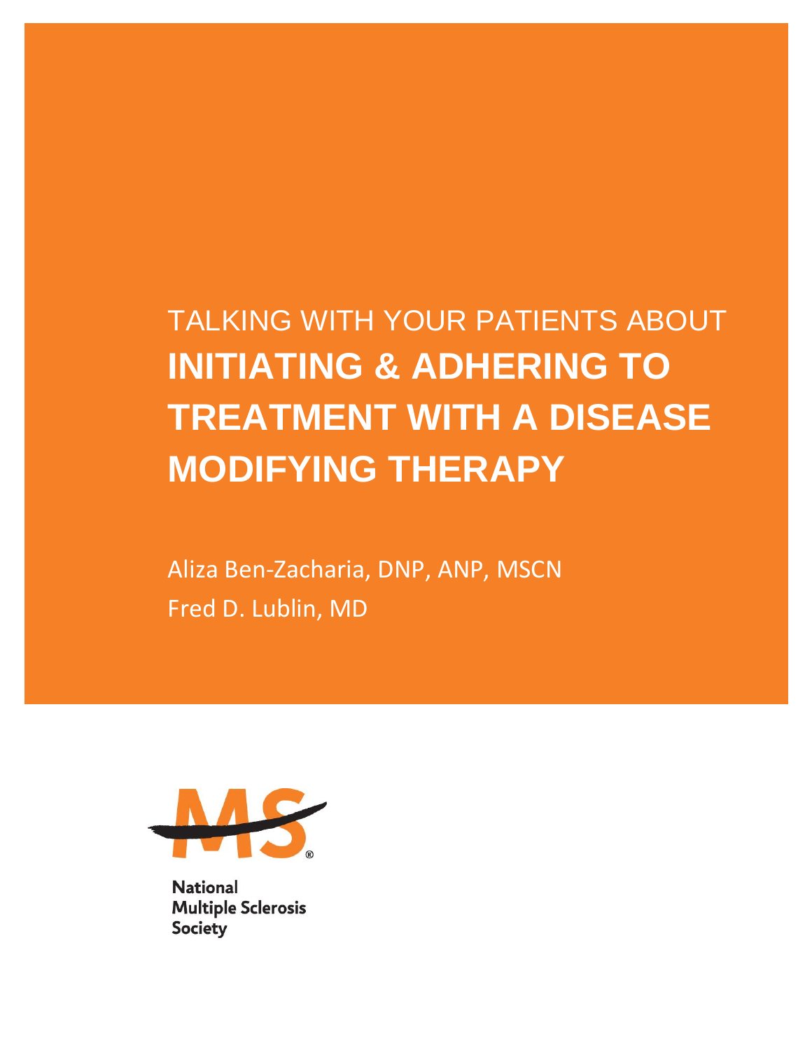TALKING WITH YOUR PATIENTS ABOUT

# INITIATING & ADHERING TO TREATMENT WITH A DISEASE MODIFYING THERAPY

Aliza Ben-Zacharia, DNP, ANP, MSCN

Fred D. Lublin, MD

National Multiple Sclerosis Society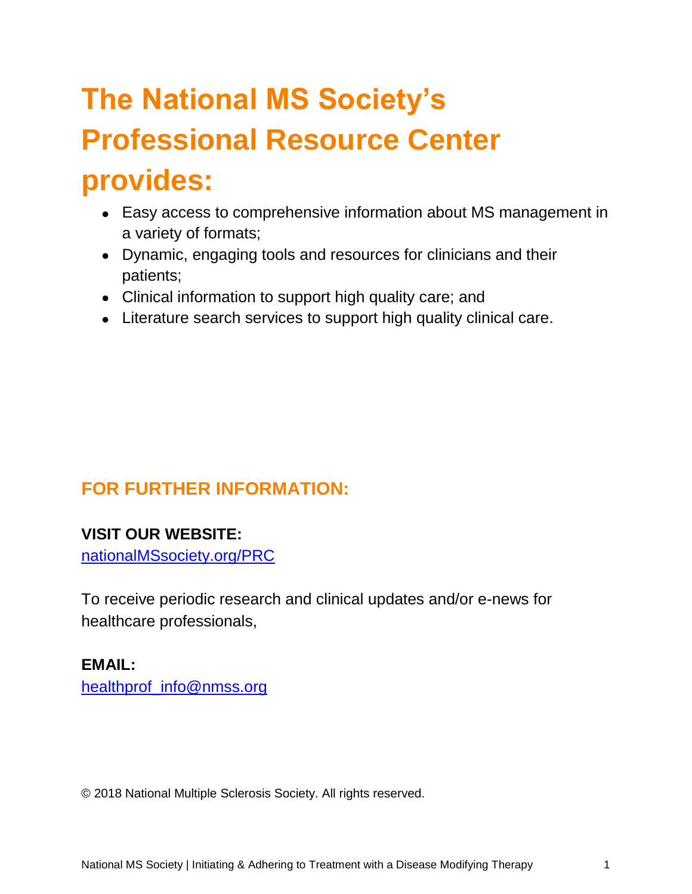# The National MS Society's Professional Resource Center provides:

- Easy access to comprehensive information about MS management in a variety of formats;
- Dynamic, engaging tools and resources for clinicians and their patients;
- Clinical information to support high quality care; and
- Literature search services to support high quality clinical care.

## FOR FURTHER INFORMATION:

**VISIT OUR WEBSITE:**
nationalMSsociety.org/PRC

To receive periodic research and clinical updates and/or e-news for healthcare professionals,

**EMAIL:**
healthprof_info@nmss.org

© 2018 National Multiple Sclerosis Society. All rights reserved.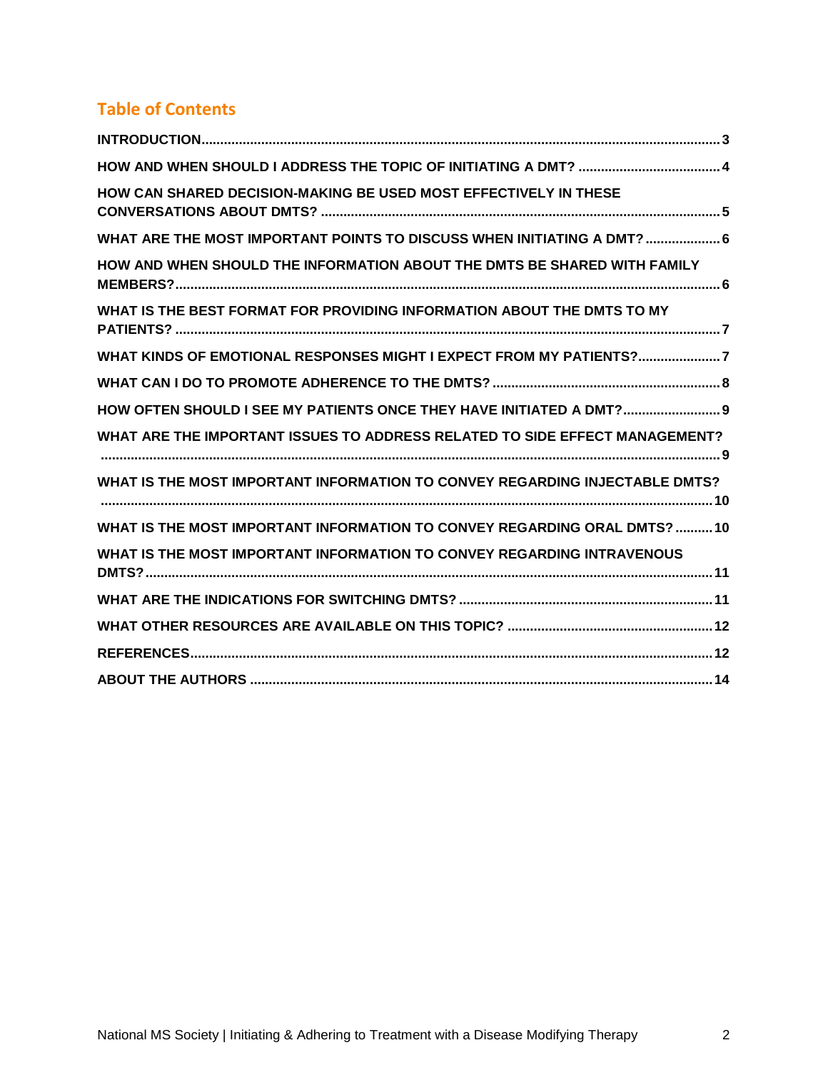## Table of Contents

INTRODUCTION ... 3

HOW AND WHEN SHOULD I ADDRESS THE TOPIC OF INITIATING A DMT? ... 4

HOW CAN SHARED DECISION-MAKING BE USED MOST EFFECTIVELY IN THESE CONVERSATIONS ABOUT DMTS? ... 5

WHAT ARE THE MOST IMPORTANT POINTS TO DISCUSS WHEN INITIATING A DMT? ... 6

HOW AND WHEN SHOULD THE INFORMATION ABOUT THE DMTS BE SHARED WITH FAMILY MEMBERS? ... 6

WHAT IS THE BEST FORMAT FOR PROVIDING INFORMATION ABOUT THE DMTS TO MY PATIENTS? ... 7

WHAT KINDS OF EMOTIONAL RESPONSES MIGHT I EXPECT FROM MY PATIENTS? ... 7

WHAT CAN I DO TO PROMOTE ADHERENCE TO THE DMTS? ... 8

HOW OFTEN SHOULD I SEE MY PATIENTS ONCE THEY HAVE INITIATED A DMT? ... 9

WHAT ARE THE IMPORTANT ISSUES TO ADDRESS RELATED TO SIDE EFFECT MANAGEMENT? ... 9

WHAT IS THE MOST IMPORTANT INFORMATION TO CONVEY REGARDING INJECTABLE DMTS? ... 10

WHAT IS THE MOST IMPORTANT INFORMATION TO CONVEY REGARDING ORAL DMTS? ... 10

WHAT IS THE MOST IMPORTANT INFORMATION TO CONVEY REGARDING INTRAVENOUS DMTS? ... 11

WHAT ARE THE INDICATIONS FOR SWITCHING DMTS? ... 11

WHAT OTHER RESOURCES ARE AVAILABLE ON THIS TOPIC? ... 12

REFERENCES ... 12

ABOUT THE AUTHORS ... 14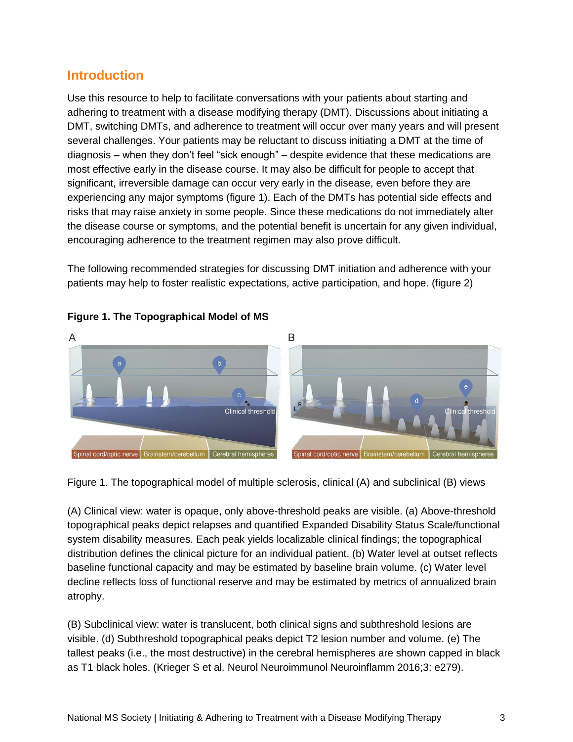## Introduction

Use this resource to help to facilitate conversations with your patients about starting and adhering to treatment with a disease modifying therapy (DMT). Discussions about initiating a DMT, switching DMTs, and adherence to treatment will occur over many years and will present several challenges. Your patients may be reluctant to discuss initiating a DMT at the time of diagnosis – when they don't feel "sick enough" – despite evidence that these medications are most effective early in the disease course. It may also be difficult for people to accept that significant, irreversible damage can occur very early in the disease, even before they are experiencing any major symptoms (figure 1). Each of the DMTs has potential side effects and risks that may raise anxiety in some people. Since these medications do not immediately alter the disease course or symptoms, and the potential benefit is uncertain for any given individual, encouraging adherence to the treatment regimen may also prove difficult.

The following recommended strategies for discussing DMT initiation and adherence with your patients may help to foster realistic expectations, active participation, and hope. (figure 2)

**Figure 1. The Topographical Model of MS**

Figure 1. The topographical model of multiple sclerosis, clinical (A) and subclinical (B) views

(A) Clinical view: water is opaque, only above-threshold peaks are visible. (a) Above-threshold topographical peaks depict relapses and quantified Expanded Disability Status Scale/functional system disability measures. Each peak yields localizable clinical findings; the topographical distribution defines the clinical picture for an individual patient. (b) Water level at outset reflects baseline functional capacity and may be estimated by baseline brain volume. (c) Water level decline reflects loss of functional reserve and may be estimated by metrics of annualized brain atrophy.

(B) Subclinical view: water is translucent, both clinical signs and subthreshold lesions are visible. (d) Subthreshold topographical peaks depict T2 lesion number and volume. (e) The tallest peaks (i.e., the most destructive) in the cerebral hemispheres are shown capped in black as T1 black holes. (Krieger S et al. Neurol Neuroimmunol Neuroinflamm 2016;3: e279).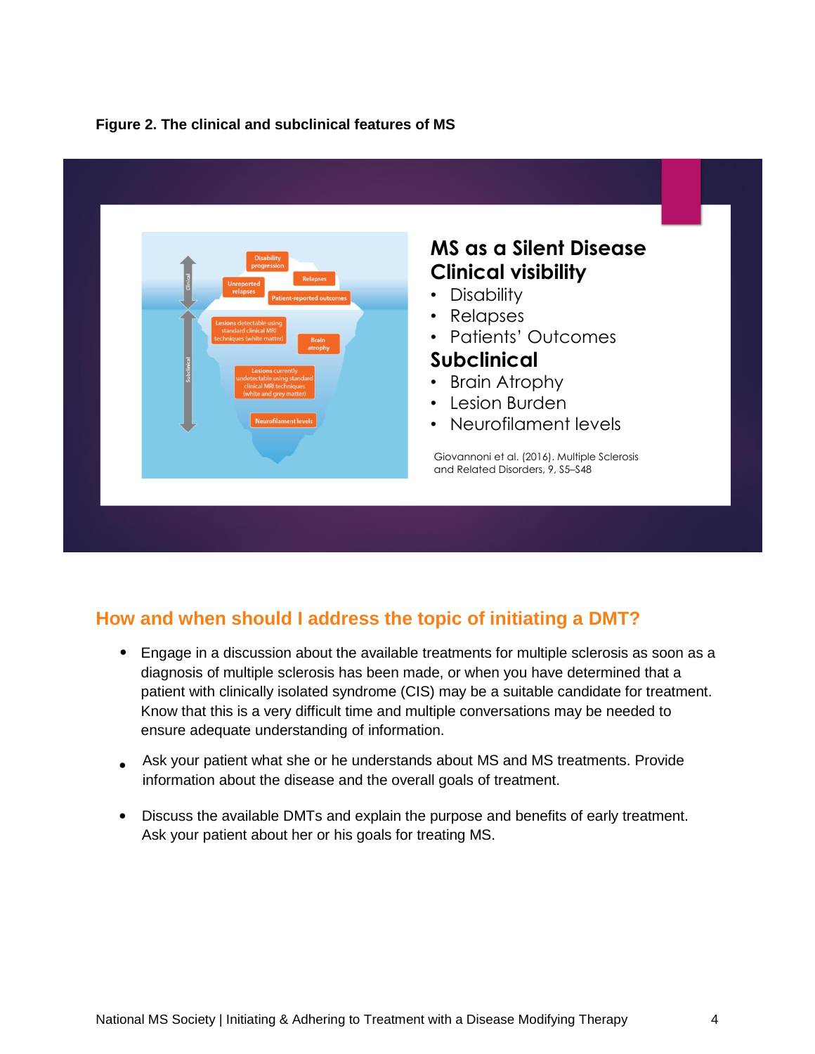**Figure 2. The clinical and subclinical features of MS**

Disability progression
Relapses
Unreported relapses
Patient-reported outcomes
Lesions detectable using standard clinical MRI techniques (white matter)
Brain atrophy
Lesions currently undetectable using standard clinical MRI techniques (white and grey matter)
Neurofilament levels

**MS as a Silent Disease**

**Clinical visibility**

- Disability
- Relapses
- Patients' Outcomes

**Subclinical**

- Brain Atrophy
- Lesion Burden
- Neurofilament levels

Giovannoni et al. (2016). Multiple Sclerosis and Related Disorders, 9, S5–S48

## How and when should I address the topic of initiating a DMT?

- Engage in a discussion about the available treatments for multiple sclerosis as soon as a diagnosis of multiple sclerosis has been made, or when you have determined that a patient with clinically isolated syndrome (CIS) may be a suitable candidate for treatment. Know that this is a very difficult time and multiple conversations may be needed to ensure adequate understanding of information.
- Ask your patient what she or he understands about MS and MS treatments. Provide information about the disease and the overall goals of treatment.
- Discuss the available DMTs and explain the purpose and benefits of early treatment. Ask your patient about her or his goals for treating MS.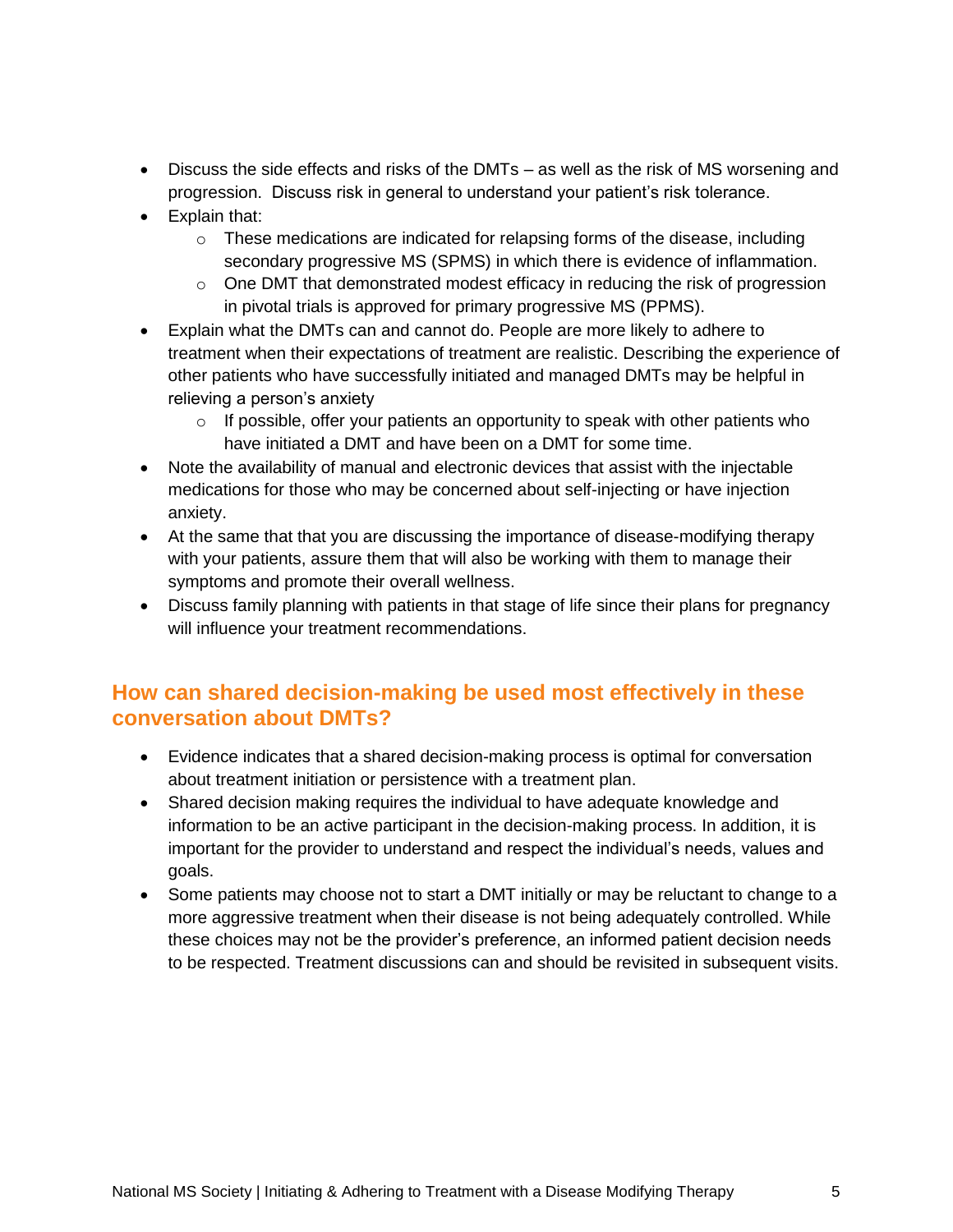- Discuss the side effects and risks of the DMTs – as well as the risk of MS worsening and progression. Discuss risk in general to understand your patient's risk tolerance.
- Explain that:
  - These medications are indicated for relapsing forms of the disease, including secondary progressive MS (SPMS) in which there is evidence of inflammation.
  - One DMT that demonstrated modest efficacy in reducing the risk of progression in pivotal trials is approved for primary progressive MS (PPMS).
- Explain what the DMTs can and cannot do. People are more likely to adhere to treatment when their expectations of treatment are realistic. Describing the experience of other patients who have successfully initiated and managed DMTs may be helpful in relieving a person's anxiety
  - If possible, offer your patients an opportunity to speak with other patients who have initiated a DMT and have been on a DMT for some time.
- Note the availability of manual and electronic devices that assist with the injectable medications for those who may be concerned about self-injecting or have injection anxiety.
- At the same that that you are discussing the importance of disease-modifying therapy with your patients, assure them that will also be working with them to manage their symptoms and promote their overall wellness.
- Discuss family planning with patients in that stage of life since their plans for pregnancy will influence your treatment recommendations.

## How can shared decision-making be used most effectively in these conversation about DMTs?

- Evidence indicates that a shared decision-making process is optimal for conversation about treatment initiation or persistence with a treatment plan.
- Shared decision making requires the individual to have adequate knowledge and information to be an active participant in the decision-making process. In addition, it is important for the provider to understand and respect the individual's needs, values and goals.
- Some patients may choose not to start a DMT initially or may be reluctant to change to a more aggressive treatment when their disease is not being adequately controlled. While these choices may not be the provider's preference, an informed patient decision needs to be respected. Treatment discussions can and should be revisited in subsequent visits.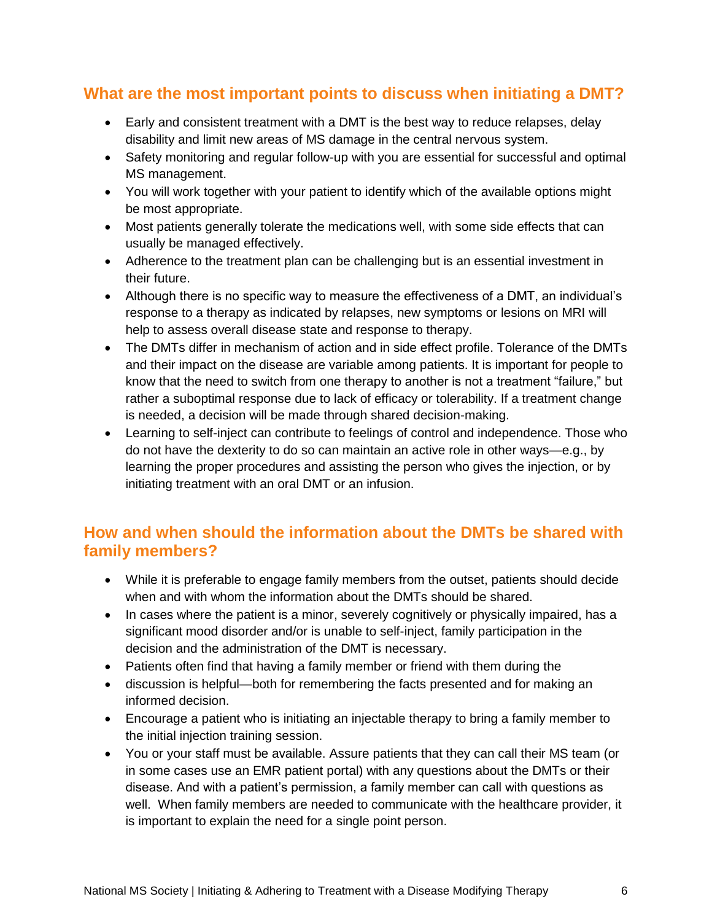## What are the most important points to discuss when initiating a DMT?

- Early and consistent treatment with a DMT is the best way to reduce relapses, delay disability and limit new areas of MS damage in the central nervous system.
- Safety monitoring and regular follow-up with you are essential for successful and optimal MS management.
- You will work together with your patient to identify which of the available options might be most appropriate.
- Most patients generally tolerate the medications well, with some side effects that can usually be managed effectively.
- Adherence to the treatment plan can be challenging but is an essential investment in their future.
- Although there is no specific way to measure the effectiveness of a DMT, an individual's response to a therapy as indicated by relapses, new symptoms or lesions on MRI will help to assess overall disease state and response to therapy.
- The DMTs differ in mechanism of action and in side effect profile. Tolerance of the DMTs and their impact on the disease are variable among patients. It is important for people to know that the need to switch from one therapy to another is not a treatment "failure," but rather a suboptimal response due to lack of efficacy or tolerability. If a treatment change is needed, a decision will be made through shared decision-making.
- Learning to self-inject can contribute to feelings of control and independence. Those who do not have the dexterity to do so can maintain an active role in other ways—e.g., by learning the proper procedures and assisting the person who gives the injection, or by initiating treatment with an oral DMT or an infusion.

## How and when should the information about the DMTs be shared with family members?

- While it is preferable to engage family members from the outset, patients should decide when and with whom the information about the DMTs should be shared.
- In cases where the patient is a minor, severely cognitively or physically impaired, has a significant mood disorder and/or is unable to self-inject, family participation in the decision and the administration of the DMT is necessary.
- Patients often find that having a family member or friend with them during the
- discussion is helpful—both for remembering the facts presented and for making an informed decision.
- Encourage a patient who is initiating an injectable therapy to bring a family member to the initial injection training session.
- You or your staff must be available. Assure patients that they can call their MS team (or in some cases use an EMR patient portal) with any questions about the DMTs or their disease. And with a patient's permission, a family member can call with questions as well. When family members are needed to communicate with the healthcare provider, it is important to explain the need for a single point person.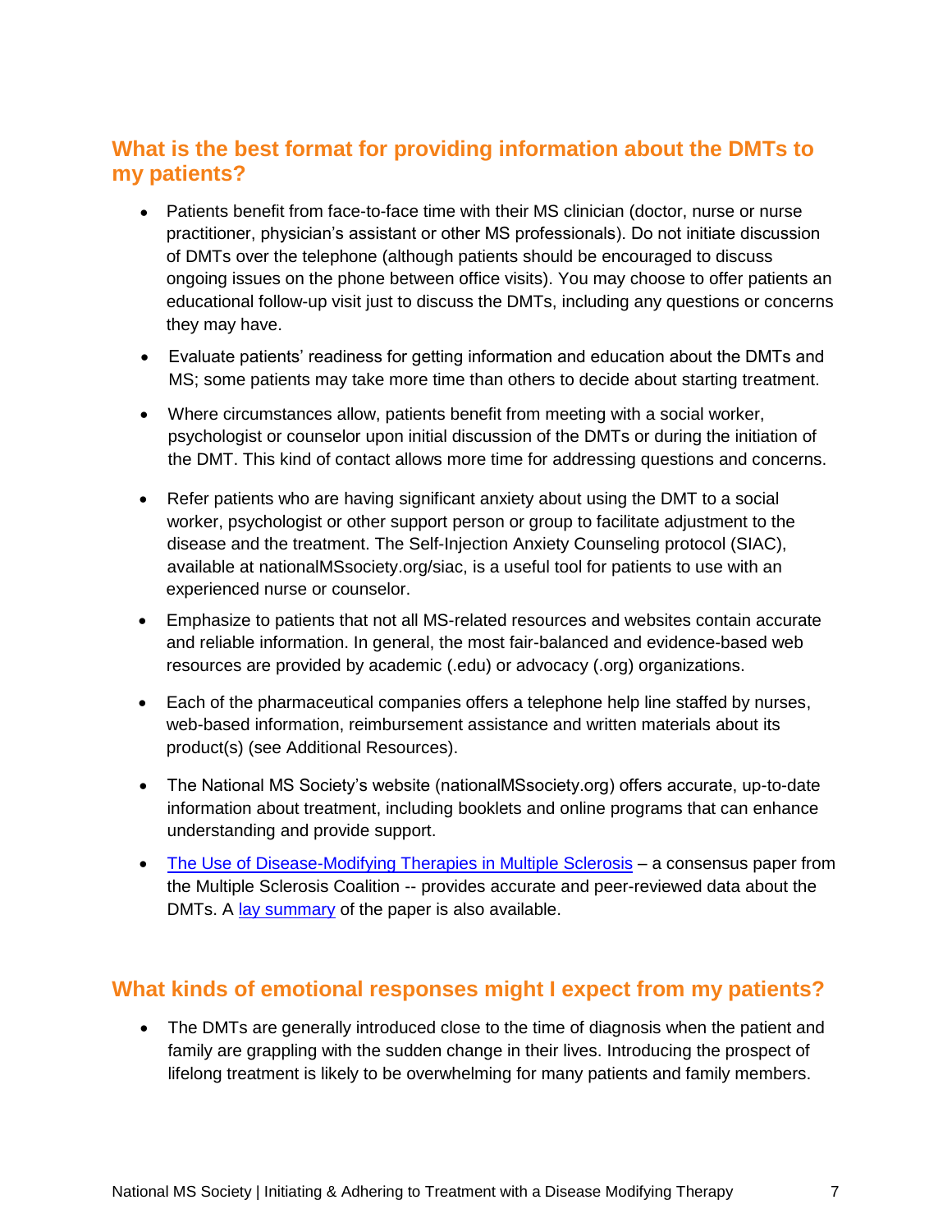## What is the best format for providing information about the DMTs to my patients?

- Patients benefit from face-to-face time with their MS clinician (doctor, nurse or nurse practitioner, physician's assistant or other MS professionals). Do not initiate discussion of DMTs over the telephone (although patients should be encouraged to discuss ongoing issues on the phone between office visits). You may choose to offer patients an educational follow-up visit just to discuss the DMTs, including any questions or concerns they may have.
- Evaluate patients' readiness for getting information and education about the DMTs and MS; some patients may take more time than others to decide about starting treatment.
- Where circumstances allow, patients benefit from meeting with a social worker, psychologist or counselor upon initial discussion of the DMTs or during the initiation of the DMT. This kind of contact allows more time for addressing questions and concerns.
- Refer patients who are having significant anxiety about using the DMT to a social worker, psychologist or other support person or group to facilitate adjustment to the disease and the treatment. The Self-Injection Anxiety Counseling protocol (SIAC), available at nationalMSsociety.org/siac, is a useful tool for patients to use with an experienced nurse or counselor.
- Emphasize to patients that not all MS-related resources and websites contain accurate and reliable information. In general, the most fair-balanced and evidence-based web resources are provided by academic (.edu) or advocacy (.org) organizations.
- Each of the pharmaceutical companies offers a telephone help line staffed by nurses, web-based information, reimbursement assistance and written materials about its product(s) (see Additional Resources).
- The National MS Society's website (nationalMSsociety.org) offers accurate, up-to-date information about treatment, including booklets and online programs that can enhance understanding and provide support.
- The Use of Disease-Modifying Therapies in Multiple Sclerosis – a consensus paper from the Multiple Sclerosis Coalition -- provides accurate and peer-reviewed data about the DMTs. A lay summary of the paper is also available.

## What kinds of emotional responses might I expect from my patients?

- The DMTs are generally introduced close to the time of diagnosis when the patient and family are grappling with the sudden change in their lives. Introducing the prospect of lifelong treatment is likely to be overwhelming for many patients and family members.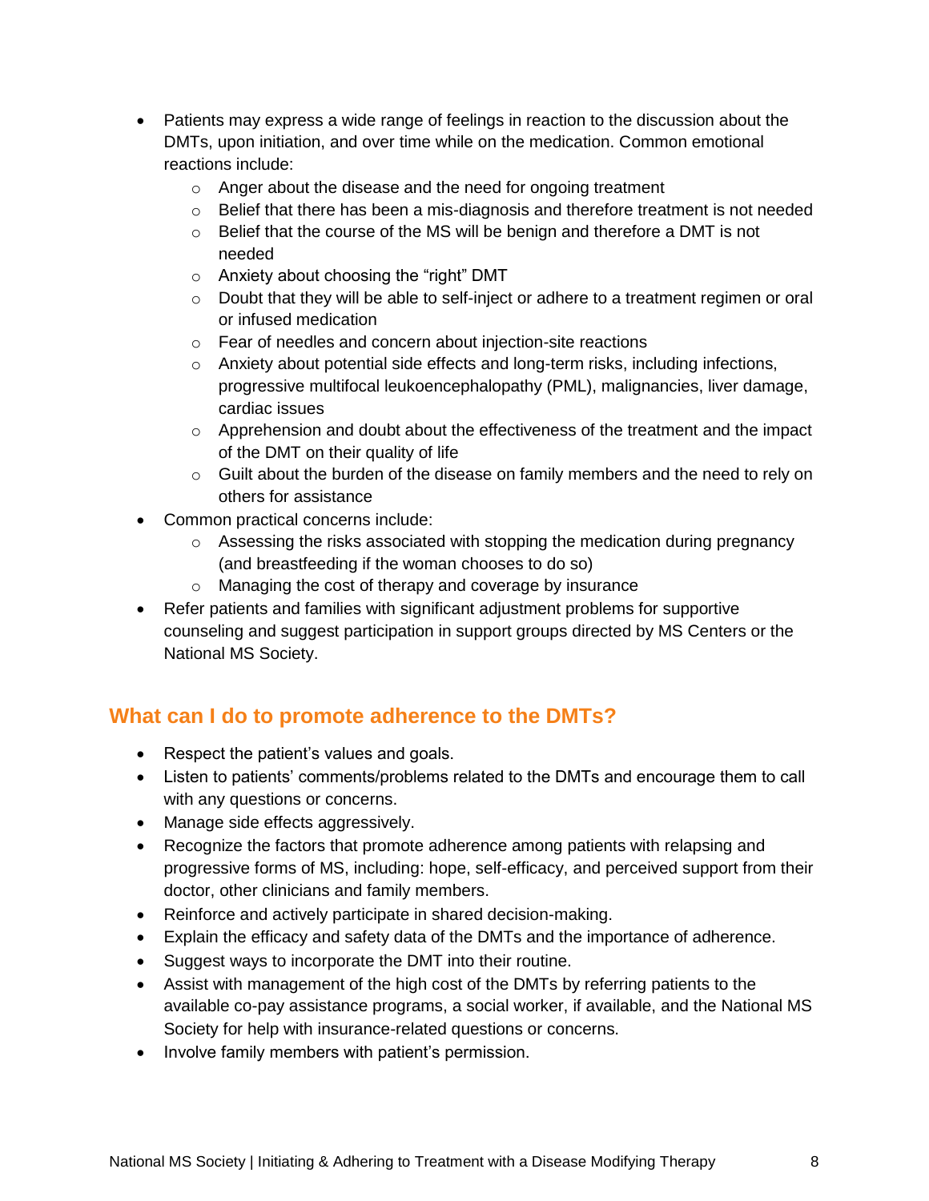- Patients may express a wide range of feelings in reaction to the discussion about the DMTs, upon initiation, and over time while on the medication. Common emotional reactions include:
  - Anger about the disease and the need for ongoing treatment
  - Belief that there has been a mis-diagnosis and therefore treatment is not needed
  - Belief that the course of the MS will be benign and therefore a DMT is not needed
  - Anxiety about choosing the “right” DMT
  - Doubt that they will be able to self-inject or adhere to a treatment regimen or oral or infused medication
  - Fear of needles and concern about injection-site reactions
  - Anxiety about potential side effects and long-term risks, including infections, progressive multifocal leukoencephalopathy (PML), malignancies, liver damage, cardiac issues
  - Apprehension and doubt about the effectiveness of the treatment and the impact of the DMT on their quality of life
  - Guilt about the burden of the disease on family members and the need to rely on others for assistance
- Common practical concerns include:
  - Assessing the risks associated with stopping the medication during pregnancy (and breastfeeding if the woman chooses to do so)
  - Managing the cost of therapy and coverage by insurance
- Refer patients and families with significant adjustment problems for supportive counseling and suggest participation in support groups directed by MS Centers or the National MS Society.

## What can I do to promote adherence to the DMTs?

- Respect the patient’s values and goals.
- Listen to patients’ comments/problems related to the DMTs and encourage them to call with any questions or concerns.
- Manage side effects aggressively.
- Recognize the factors that promote adherence among patients with relapsing and progressive forms of MS, including: hope, self-efficacy, and perceived support from their doctor, other clinicians and family members.
- Reinforce and actively participate in shared decision-making.
- Explain the efficacy and safety data of the DMTs and the importance of adherence.
- Suggest ways to incorporate the DMT into their routine.
- Assist with management of the high cost of the DMTs by referring patients to the available co-pay assistance programs, a social worker, if available, and the National MS Society for help with insurance-related questions or concerns.
- Involve family members with patient’s permission.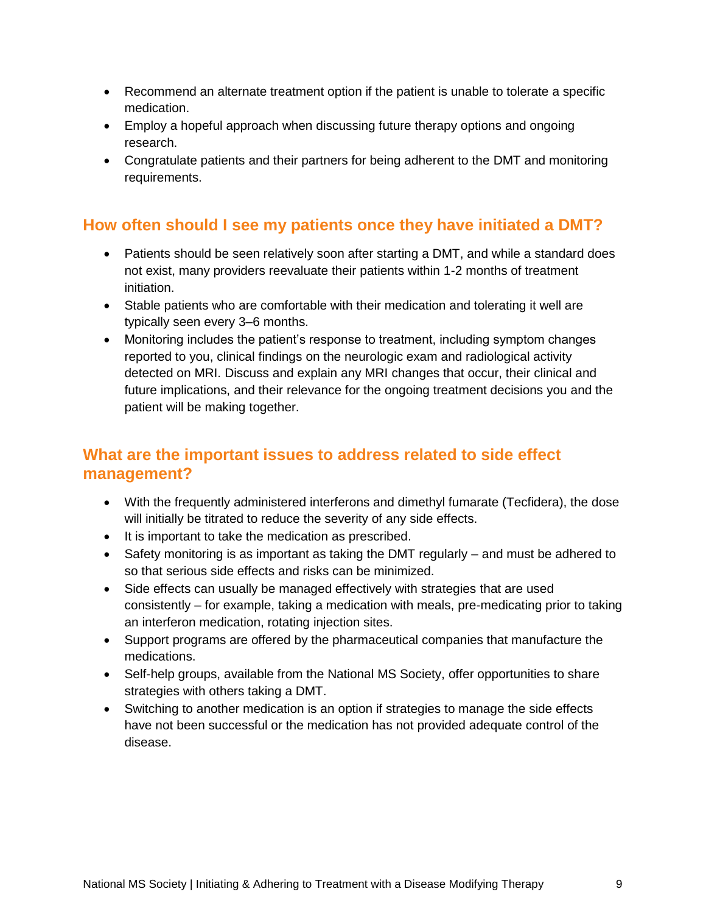- Recommend an alternate treatment option if the patient is unable to tolerate a specific medication.
- Employ a hopeful approach when discussing future therapy options and ongoing research.
- Congratulate patients and their partners for being adherent to the DMT and monitoring requirements.

## How often should I see my patients once they have initiated a DMT?

- Patients should be seen relatively soon after starting a DMT, and while a standard does not exist, many providers reevaluate their patients within 1-2 months of treatment initiation.
- Stable patients who are comfortable with their medication and tolerating it well are typically seen every 3–6 months.
- Monitoring includes the patient's response to treatment, including symptom changes reported to you, clinical findings on the neurologic exam and radiological activity detected on MRI. Discuss and explain any MRI changes that occur, their clinical and future implications, and their relevance for the ongoing treatment decisions you and the patient will be making together.

## What are the important issues to address related to side effect management?

- With the frequently administered interferons and dimethyl fumarate (Tecfidera), the dose will initially be titrated to reduce the severity of any side effects.
- It is important to take the medication as prescribed.
- Safety monitoring is as important as taking the DMT regularly – and must be adhered to so that serious side effects and risks can be minimized.
- Side effects can usually be managed effectively with strategies that are used consistently – for example, taking a medication with meals, pre-medicating prior to taking an interferon medication, rotating injection sites.
- Support programs are offered by the pharmaceutical companies that manufacture the medications.
- Self-help groups, available from the National MS Society, offer opportunities to share strategies with others taking a DMT.
- Switching to another medication is an option if strategies to manage the side effects have not been successful or the medication has not provided adequate control of the disease.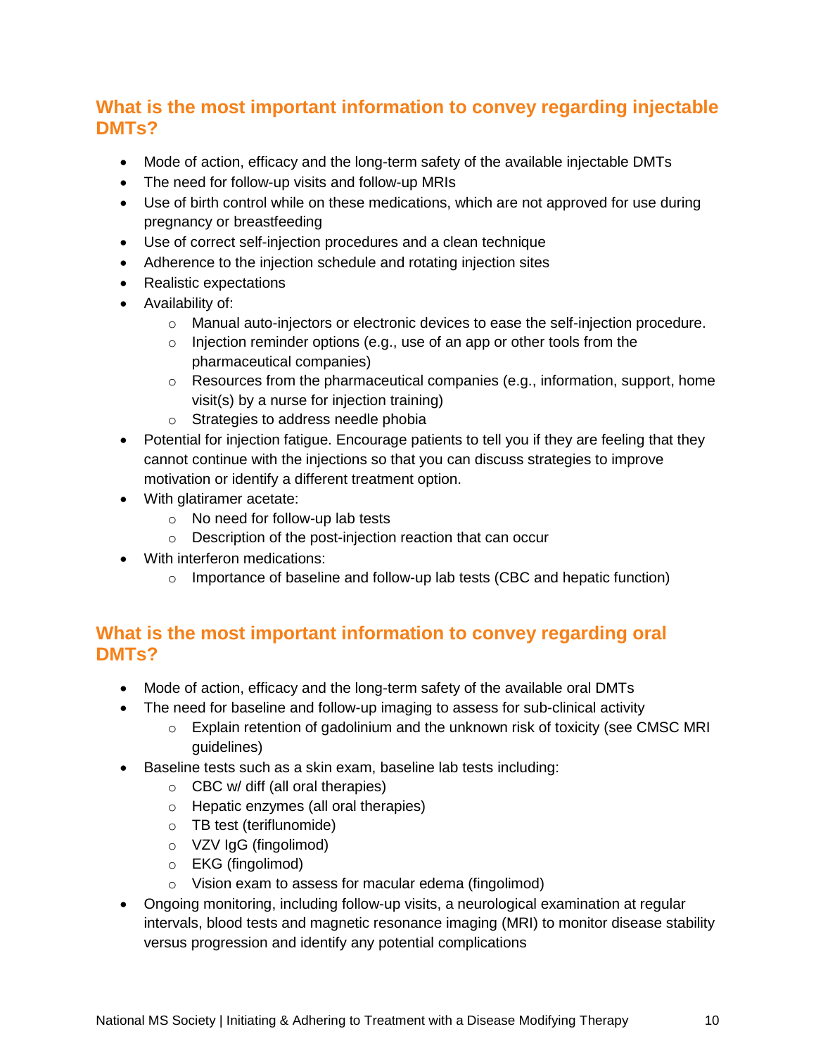## What is the most important information to convey regarding injectable DMTs?

- Mode of action, efficacy and the long-term safety of the available injectable DMTs
- The need for follow-up visits and follow-up MRIs
- Use of birth control while on these medications, which are not approved for use during pregnancy or breastfeeding
- Use of correct self-injection procedures and a clean technique
- Adherence to the injection schedule and rotating injection sites
- Realistic expectations
- Availability of:
  - Manual auto-injectors or electronic devices to ease the self-injection procedure.
  - Injection reminder options (e.g., use of an app or other tools from the pharmaceutical companies)
  - Resources from the pharmaceutical companies (e.g., information, support, home visit(s) by a nurse for injection training)
  - Strategies to address needle phobia
- Potential for injection fatigue. Encourage patients to tell you if they are feeling that they cannot continue with the injections so that you can discuss strategies to improve motivation or identify a different treatment option.
- With glatiramer acetate:
  - No need for follow-up lab tests
  - Description of the post-injection reaction that can occur
- With interferon medications:
  - Importance of baseline and follow-up lab tests (CBC and hepatic function)

## What is the most important information to convey regarding oral DMTs?

- Mode of action, efficacy and the long-term safety of the available oral DMTs
- The need for baseline and follow-up imaging to assess for sub-clinical activity
  - Explain retention of gadolinium and the unknown risk of toxicity (see CMSC MRI guidelines)
- Baseline tests such as a skin exam, baseline lab tests including:
  - CBC w/ diff (all oral therapies)
  - Hepatic enzymes (all oral therapies)
  - TB test (teriflunomide)
  - VZV IgG (fingolimod)
  - EKG (fingolimod)
  - Vision exam to assess for macular edema (fingolimod)
- Ongoing monitoring, including follow-up visits, a neurological examination at regular intervals, blood tests and magnetic resonance imaging (MRI) to monitor disease stability versus progression and identify any potential complications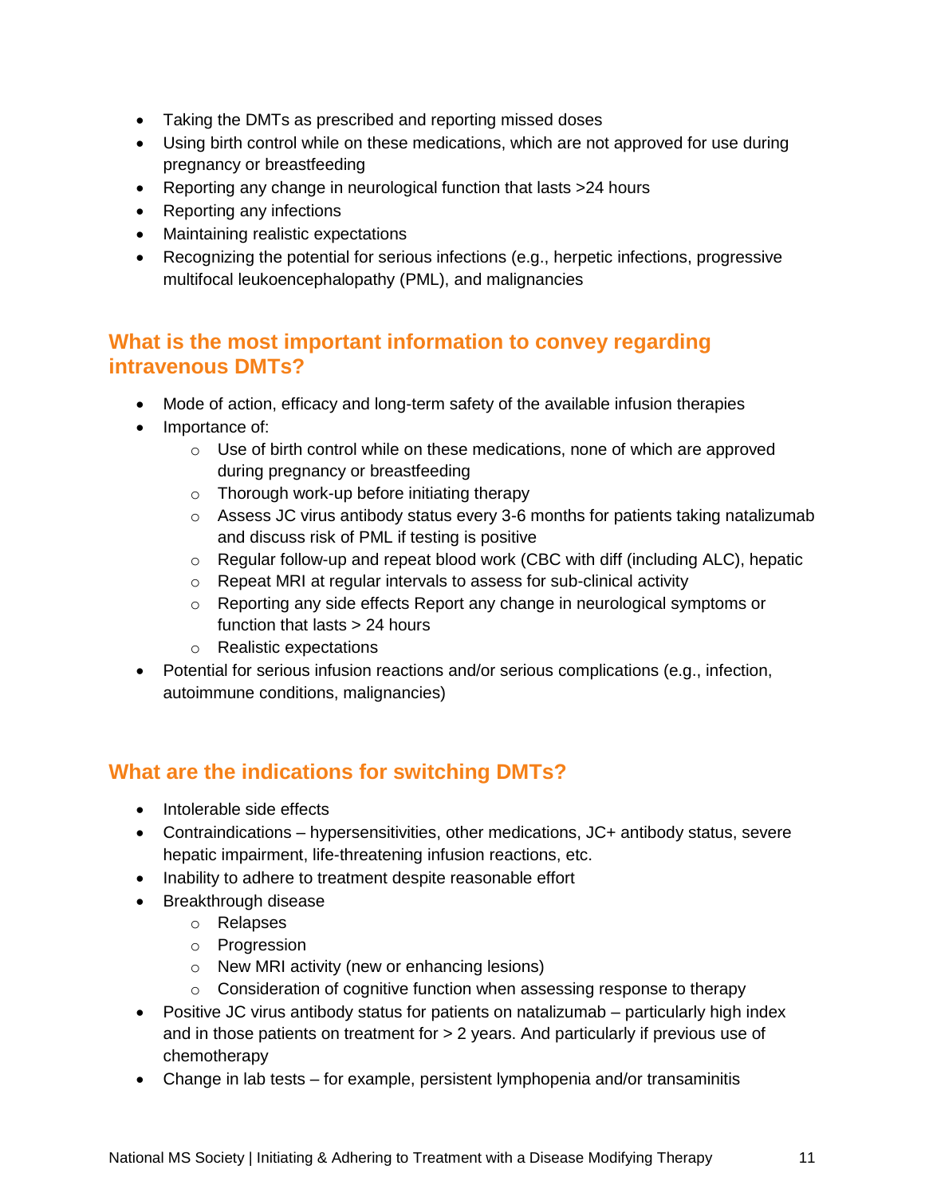- Taking the DMTs as prescribed and reporting missed doses
- Using birth control while on these medications, which are not approved for use during pregnancy or breastfeeding
- Reporting any change in neurological function that lasts >24 hours
- Reporting any infections
- Maintaining realistic expectations
- Recognizing the potential for serious infections (e.g., herpetic infections, progressive multifocal leukoencephalopathy (PML), and malignancies

## What is the most important information to convey regarding intravenous DMTs?

- Mode of action, efficacy and long-term safety of the available infusion therapies
- Importance of:
    - Use of birth control while on these medications, none of which are approved during pregnancy or breastfeeding
    - Thorough work-up before initiating therapy
    - Assess JC virus antibody status every 3-6 months for patients taking natalizumab and discuss risk of PML if testing is positive
    - Regular follow-up and repeat blood work (CBC with diff (including ALC), hepatic
    - Repeat MRI at regular intervals to assess for sub-clinical activity
    - Reporting any side effects Report any change in neurological symptoms or function that lasts > 24 hours
    - Realistic expectations
- Potential for serious infusion reactions and/or serious complications (e.g., infection, autoimmune conditions, malignancies)

## What are the indications for switching DMTs?

- Intolerable side effects
- Contraindications – hypersensitivities, other medications, JC+ antibody status, severe hepatic impairment, life-threatening infusion reactions, etc.
- Inability to adhere to treatment despite reasonable effort
- Breakthrough disease
    - Relapses
    - Progression
    - New MRI activity (new or enhancing lesions)
    - Consideration of cognitive function when assessing response to therapy
- Positive JC virus antibody status for patients on natalizumab – particularly high index and in those patients on treatment for > 2 years. And particularly if previous use of chemotherapy
- Change in lab tests – for example, persistent lymphopenia and/or transaminitis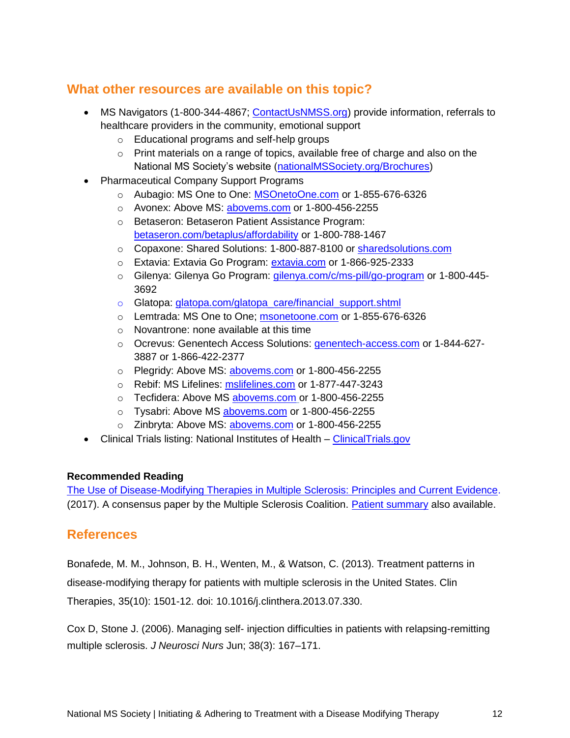## What other resources are available on this topic?

- MS Navigators (1-800-344-4867; ContactUsNMSS.org) provide information, referrals to healthcare providers in the community, emotional support
  - Educational programs and self-help groups
  - Print materials on a range of topics, available free of charge and also on the National MS Society's website (nationalMSSociety.org/Brochures)
- Pharmaceutical Company Support Programs
  - Aubagio: MS One to One: MSOnetoOne.com or 1-855-676-6326
  - Avonex: Above MS: abovems.com or 1-800-456-2255
  - Betaseron: Betaseron Patient Assistance Program: betaseron.com/betaplus/affordability or 1-800-788-1467
  - Copaxone: Shared Solutions: 1-800-887-8100 or sharedsolutions.com
  - Extavia: Extavia Go Program: extavia.com or 1-866-925-2333
  - Gilenya: Gilenya Go Program: gilenya.com/c/ms-pill/go-program or 1-800-445-3692
  - Glatopa: glatopa.com/glatopa_care/financial_support.shtml
  - Lemtrada: MS One to One; msonetoone.com or 1-855-676-6326
  - Novantrone: none available at this time
  - Ocrevus: Genentech Access Solutions: genentech-access.com or 1-844-627-3887 or 1-866-422-2377
  - Plegridy: Above MS: abovems.com or 1-800-456-2255
  - Rebif: MS Lifelines: mslifelines.com or 1-877-447-3243
  - Tecfidera: Above MS abovems.com or 1-800-456-2255
  - Tysabri: Above MS abovems.com or 1-800-456-2255
  - Zinbryta: Above MS: abovems.com or 1-800-456-2255
- Clinical Trials listing: National Institutes of Health – ClinicalTrials.gov

**Recommended Reading**

The Use of Disease-Modifying Therapies in Multiple Sclerosis: Principles and Current Evidence. (2017). A consensus paper by the Multiple Sclerosis Coalition. Patient summary also available.

## References

Bonafede, M. M., Johnson, B. H., Wenten, M., & Watson, C. (2013). Treatment patterns in disease-modifying therapy for patients with multiple sclerosis in the United States. Clin Therapies, 35(10): 1501-12. doi: 10.1016/j.clinthera.2013.07.330.

Cox D, Stone J. (2006). Managing self- injection difficulties in patients with relapsing-remitting multiple sclerosis. *J Neurosci Nurs* Jun; 38(3): 167–171.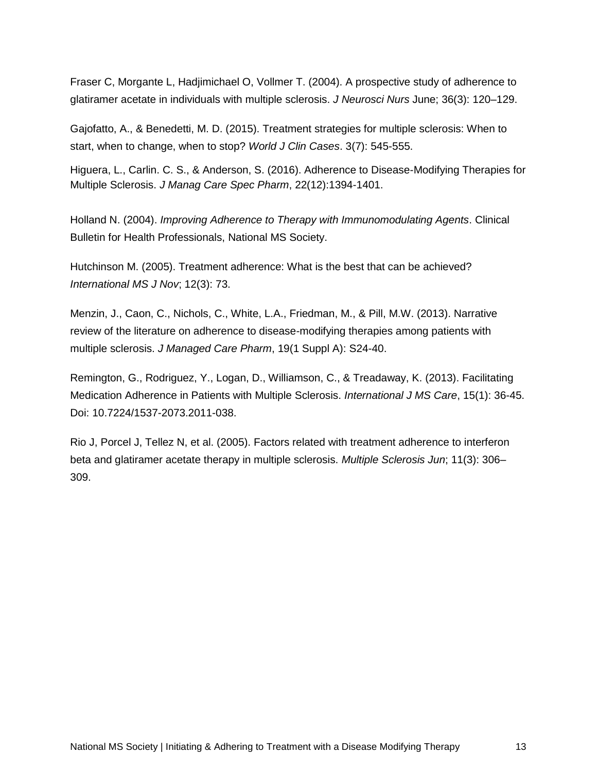Fraser C, Morgante L, Hadjimichael O, Vollmer T. (2004). A prospective study of adherence to glatiramer acetate in individuals with multiple sclerosis. *J Neurosci Nurs* June; 36(3): 120–129.

Gajofatto, A., & Benedetti, M. D. (2015). Treatment strategies for multiple sclerosis: When to start, when to change, when to stop? *World J Clin Cases*. 3(7): 545-555.

Higuera, L., Carlin. C. S., & Anderson, S. (2016). Adherence to Disease-Modifying Therapies for Multiple Sclerosis. *J Manag Care Spec Pharm*, 22(12):1394-1401.

Holland N. (2004). *Improving Adherence to Therapy with Immunomodulating Agents*. Clinical Bulletin for Health Professionals, National MS Society.

Hutchinson M. (2005). Treatment adherence: What is the best that can be achieved? *International MS J Nov*; 12(3): 73.

Menzin, J., Caon, C., Nichols, C., White, L.A., Friedman, M., & Pill, M.W. (2013). Narrative review of the literature on adherence to disease-modifying therapies among patients with multiple sclerosis. *J Managed Care Pharm*, 19(1 Suppl A): S24-40.

Remington, G., Rodriguez, Y., Logan, D., Williamson, C., & Treadaway, K. (2013). Facilitating Medication Adherence in Patients with Multiple Sclerosis. *International J MS Care*, 15(1): 36-45. Doi: 10.7224/1537-2073.2011-038.

Rio J, Porcel J, Tellez N, et al. (2005). Factors related with treatment adherence to interferon beta and glatiramer acetate therapy in multiple sclerosis. *Multiple Sclerosis Jun*; 11(3): 306–309.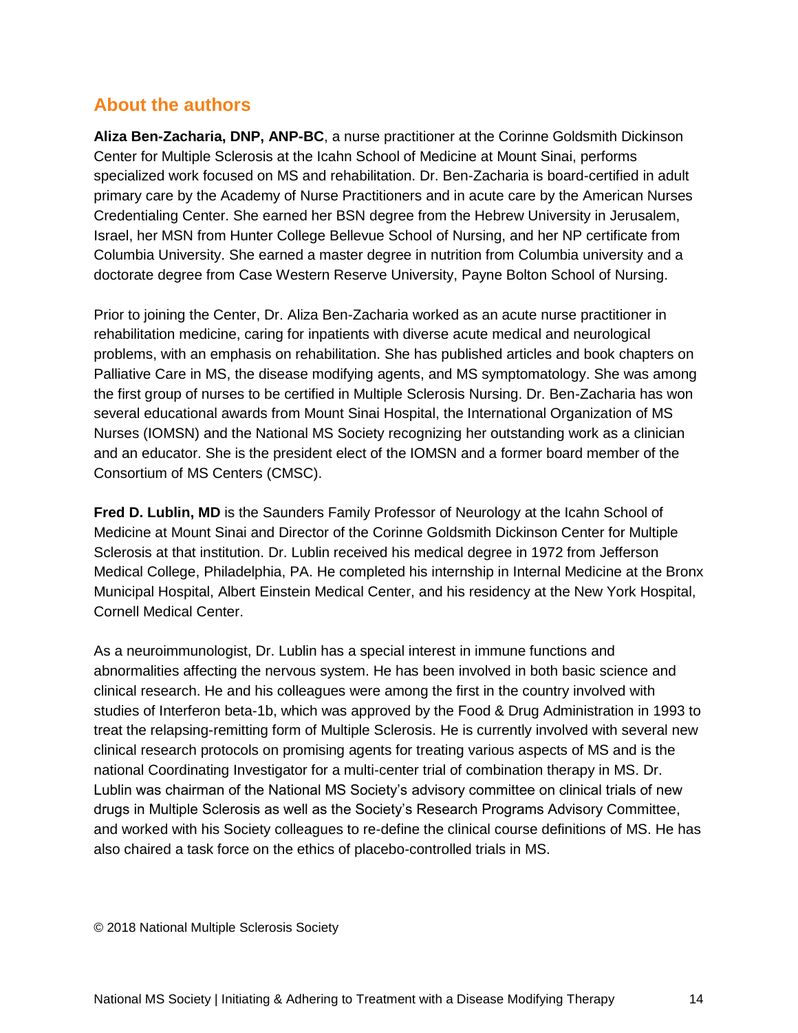## About the authors

**Aliza Ben-Zacharia, DNP, ANP-BC**, a nurse practitioner at the Corinne Goldsmith Dickinson Center for Multiple Sclerosis at the Icahn School of Medicine at Mount Sinai, performs specialized work focused on MS and rehabilitation. Dr. Ben-Zacharia is board-certified in adult primary care by the Academy of Nurse Practitioners and in acute care by the American Nurses Credentialing Center. She earned her BSN degree from the Hebrew University in Jerusalem, Israel, her MSN from Hunter College Bellevue School of Nursing, and her NP certificate from Columbia University. She earned a master degree in nutrition from Columbia university and a doctorate degree from Case Western Reserve University, Payne Bolton School of Nursing.

Prior to joining the Center, Dr. Aliza Ben-Zacharia worked as an acute nurse practitioner in rehabilitation medicine, caring for inpatients with diverse acute medical and neurological problems, with an emphasis on rehabilitation. She has published articles and book chapters on Palliative Care in MS, the disease modifying agents, and MS symptomatology. She was among the first group of nurses to be certified in Multiple Sclerosis Nursing. Dr. Ben-Zacharia has won several educational awards from Mount Sinai Hospital, the International Organization of MS Nurses (IOMSN) and the National MS Society recognizing her outstanding work as a clinician and an educator. She is the president elect of the IOMSN and a former board member of the Consortium of MS Centers (CMSC).

**Fred D. Lublin, MD** is the Saunders Family Professor of Neurology at the Icahn School of Medicine at Mount Sinai and Director of the Corinne Goldsmith Dickinson Center for Multiple Sclerosis at that institution. Dr. Lublin received his medical degree in 1972 from Jefferson Medical College, Philadelphia, PA. He completed his internship in Internal Medicine at the Bronx Municipal Hospital, Albert Einstein Medical Center, and his residency at the New York Hospital, Cornell Medical Center.

As a neuroimmunologist, Dr. Lublin has a special interest in immune functions and abnormalities affecting the nervous system. He has been involved in both basic science and clinical research. He and his colleagues were among the first in the country involved with studies of Interferon beta-1b, which was approved by the Food & Drug Administration in 1993 to treat the relapsing-remitting form of Multiple Sclerosis. He is currently involved with several new clinical research protocols on promising agents for treating various aspects of MS and is the national Coordinating Investigator for a multi-center trial of combination therapy in MS. Dr. Lublin was chairman of the National MS Society's advisory committee on clinical trials of new drugs in Multiple Sclerosis as well as the Society's Research Programs Advisory Committee, and worked with his Society colleagues to re-define the clinical course definitions of MS. He has also chaired a task force on the ethics of placebo-controlled trials in MS.

© 2018 National Multiple Sclerosis Society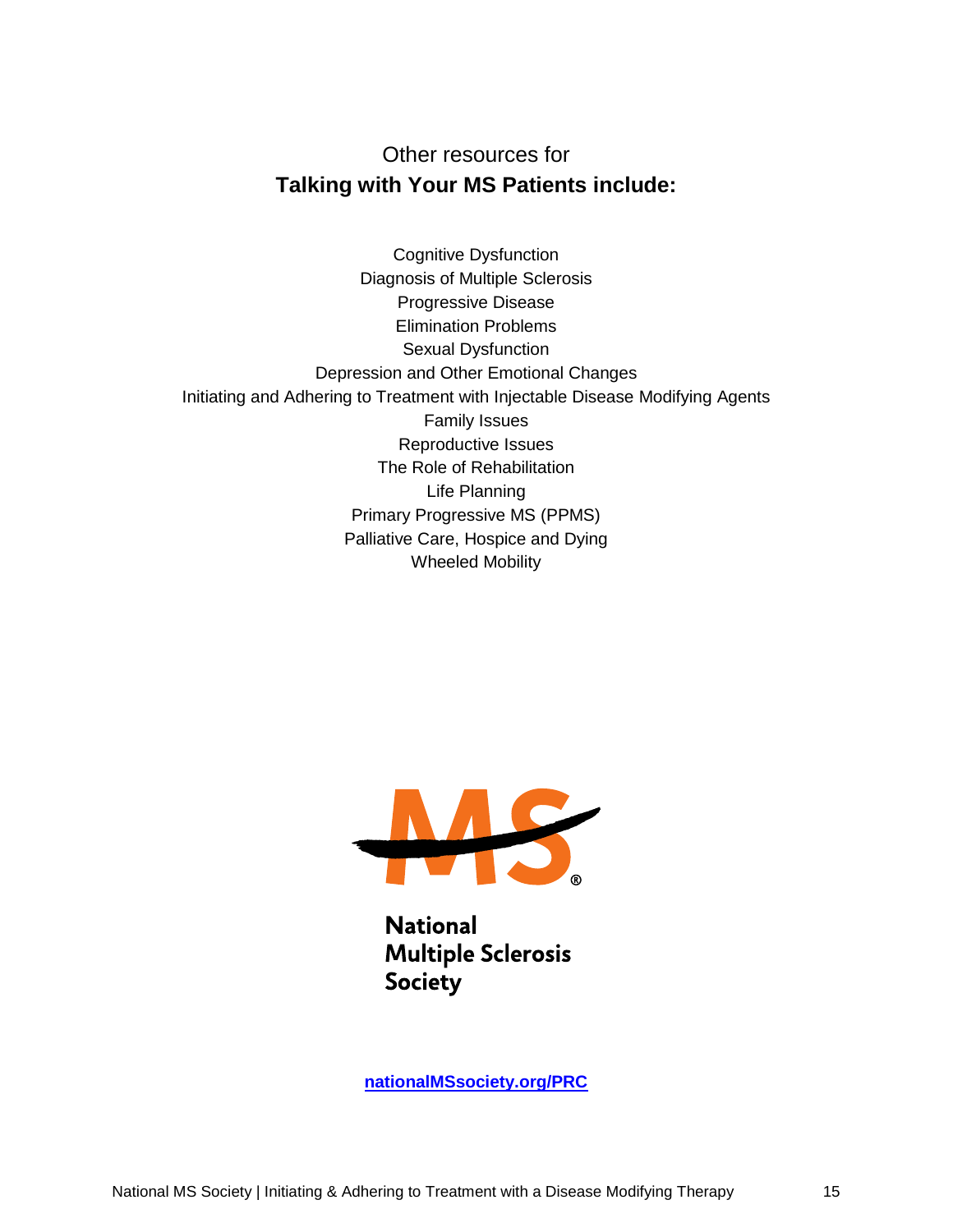Other resources for

**Talking with Your MS Patients include:**

Cognitive Dysfunction
Diagnosis of Multiple Sclerosis
Progressive Disease
Elimination Problems
Sexual Dysfunction
Depression and Other Emotional Changes
Initiating and Adhering to Treatment with Injectable Disease Modifying Agents
Family Issues
Reproductive Issues
The Role of Rehabilitation
Life Planning
Primary Progressive MS (PPMS)
Palliative Care, Hospice and Dying
Wheeled Mobility

MS®

**National Multiple Sclerosis Society**

nationalMSsociety.org/PRC